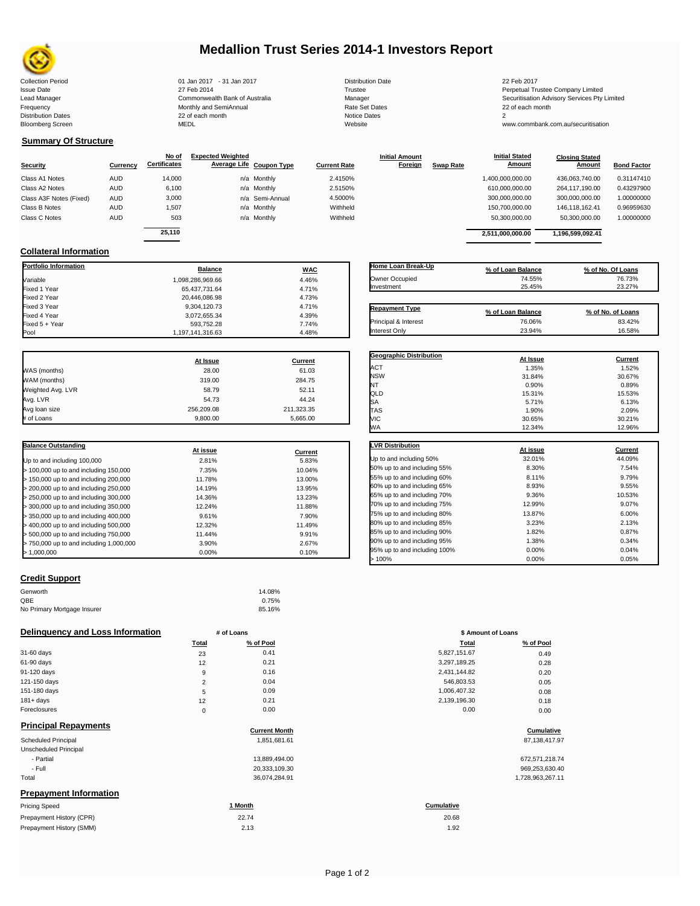# Medallion Trust Series 2014-1 Investors Report

| | | | |
|---|---|---|---|
| Collection Period | 01 Jan 2017 - 31 Jan 2017 | Distribution Date | 22 Feb 2017 |
| Issue Date | 27 Feb 2014 | Trustee | Perpetual Trustee Company Limited |
| Lead Manager | Commonwealth Bank of Australia | Manager | Securitisation Advisory Services Pty Limited |
| Frequency | Monthly and SemiAnnual | Rate Set Dates | 22 of each month |
| Distribution Dates | 22 of each month | Notice Dates | 2 |
| Bloomberg Screen | MEDL | Website | www.commbank.com.au/securitisation |

## Summary Of Structure

| Security | Currency | No of Certificates | Expected Weighted Average Life | Coupon Type | Current Rate | Initial Amount Foreign | Swap Rate | Initial Stated Amount | Closing Stated Amount | Bond Factor |
|---|---|---|---|---|---|---|---|---|---|---|
| Class A1 Notes | AUD | 14,000 | n/a | Monthly | 2.4150% | | | 1,400,000,000.00 | 436,063,740.00 | 0.31147410 |
| Class A2 Notes | AUD | 6,100 | n/a | Monthly | 2.5150% | | | 610,000,000.00 | 264,117,190.00 | 0.43297900 |
| Class A3F Notes (Fixed) | AUD | 3,000 | n/a | Semi-Annual | 4.5000% | | | 300,000,000.00 | 300,000,000.00 | 1.00000000 |
| Class B Notes | AUD | 1,507 | n/a | Monthly | Withheld | | | 150,700,000.00 | 146,118,162.41 | 0.96959630 |
| Class C Notes | AUD | 503 | n/a | Monthly | Withheld | | | 50,300,000.00 | 50,300,000.00 | 1.00000000 |
| | | 25,110 | | | | | | 2,511,000,000.00 | 1,196,599,092.41 | |

## Collateral Information

| Portfolio Information | Balance | WAC |
|---|---|---|
| Variable | 1,098,286,969.66 | 4.46% |
| Fixed 1 Year | 65,437,731.64 | 4.71% |
| Fixed 2 Year | 20,446,086.98 | 4.73% |
| Fixed 3 Year | 9,304,120.73 | 4.71% |
| Fixed 4 Year | 3,072,655.34 | 4.39% |
| Fixed 5 + Year | 593,752.28 | 7.74% |
| Pool | 1,197,141,316.63 | 4.48% |

| Home Loan Break-Up | % of Loan Balance | % of No. Of Loans |
|---|---|---|
| Owner Occupied | 74.55% | 76.73% |
| Investment | 25.45% | 23.27% |

| Repayment Type | % of Loan Balance | % of No. of Loans |
|---|---|---|
| Principal & Interest | 76.06% | 83.42% |
| Interest Only | 23.94% | 16.58% |

| | At Issue | Current |
|---|---|---|
| WAS (months) | 28.00 | 61.03 |
| WAM (months) | 319.00 | 284.75 |
| Weighted Avg. LVR | 58.79 | 52.11 |
| Avg. LVR | 54.73 | 44.24 |
| Avg loan size | 256,209.08 | 211,323.35 |
| # of Loans | 9,800.00 | 5,665.00 |

| Geographic Distribution | At Issue | Current |
|---|---|---|
| ACT | 1.35% | 1.52% |
| NSW | 31.84% | 30.67% |
| NT | 0.90% | 0.89% |
| QLD | 15.31% | 15.53% |
| SA | 5.71% | 6.13% |
| TAS | 1.90% | 2.09% |
| VIC | 30.65% | 30.21% |
| WA | 12.34% | 12.96% |

| Balance Outstanding | At issue | Current |
|---|---|---|
| Up to and including 100,000 | 2.81% | 5.83% |
| > 100,000 up to and including 150,000 | 7.35% | 10.04% |
| > 150,000 up to and including 200,000 | 11.78% | 13.00% |
| > 200,000 up to and including 250,000 | 14.19% | 13.95% |
| > 250,000 up to and including 300,000 | 14.36% | 13.23% |
| > 300,000 up to and including 350,000 | 12.24% | 11.88% |
| > 350,000 up to and including 400,000 | 9.61% | 7.90% |
| > 400,000 up to and including 500,000 | 12.32% | 11.49% |
| > 500,000 up to and including 750,000 | 11.44% | 9.91% |
| > 750,000 up to and including 1,000,000 | 3.90% | 2.67% |
| > 1,000,000 | 0.00% | 0.10% |

| LVR Distribution | At issue | Current |
|---|---|---|
| Up to and including 50% | 32.01% | 44.09% |
| 50% up to and including 55% | 8.30% | 7.54% |
| 55% up to and including 60% | 8.11% | 9.79% |
| 60% up to and including 65% | 8.93% | 9.55% |
| 65% up to and including 70% | 9.36% | 10.53% |
| 70% up to and including 75% | 12.99% | 9.07% |
| 75% up to and including 80% | 13.87% | 6.00% |
| 80% up to and including 85% | 3.23% | 2.13% |
| 85% up to and including 90% | 1.82% | 0.87% |
| 90% up to and including 95% | 1.38% | 0.34% |
| 95% up to and including 100% | 0.00% | 0.04% |
| > 100% | 0.00% | 0.05% |

## Credit Support

| | |
|---|---|
| Genworth | 14.08% |
| QBE | 0.75% |
| No Primary Mortgage Insurer | 85.16% |

## Delinquency and Loss Information

| | # of Loans Total | # of Loans % of Pool | $ Amount of Loans Total | $ Amount of Loans % of Pool |
|---|---|---|---|---|
| 31-60 days | 23 | 0.41 | 5,827,151.67 | 0.49 |
| 61-90 days | 12 | 0.21 | 3,297,189.25 | 0.28 |
| 91-120 days | 9 | 0.16 | 2,431,144.82 | 0.20 |
| 121-150 days | 2 | 0.04 | 546,803.53 | 0.05 |
| 151-180 days | 5 | 0.09 | 1,006,407.32 | 0.08 |
| 181+ days | 12 | 0.21 | 2,139,196.30 | 0.18 |
| Foreclosures | 0 | 0.00 | 0.00 | 0.00 |

## Principal Repayments

| | Current Month | Cumulative |
|---|---|---|
| Scheduled Principal | 1,851,681.61 | 87,138,417.97 |
| Unscheduled Principal | | |
| - Partial | 13,889,494.00 | 672,571,218.74 |
| - Full | 20,333,109.30 | 969,253,630.40 |
| Total | 36,074,284.91 | 1,728,963,267.11 |

## Prepayment Information

| Pricing Speed | 1 Month | Cumulative |
|---|---|---|
| Prepayment History (CPR) | 22.74 | 20.68 |
| Prepayment History (SMM) | 2.13 | 1.92 |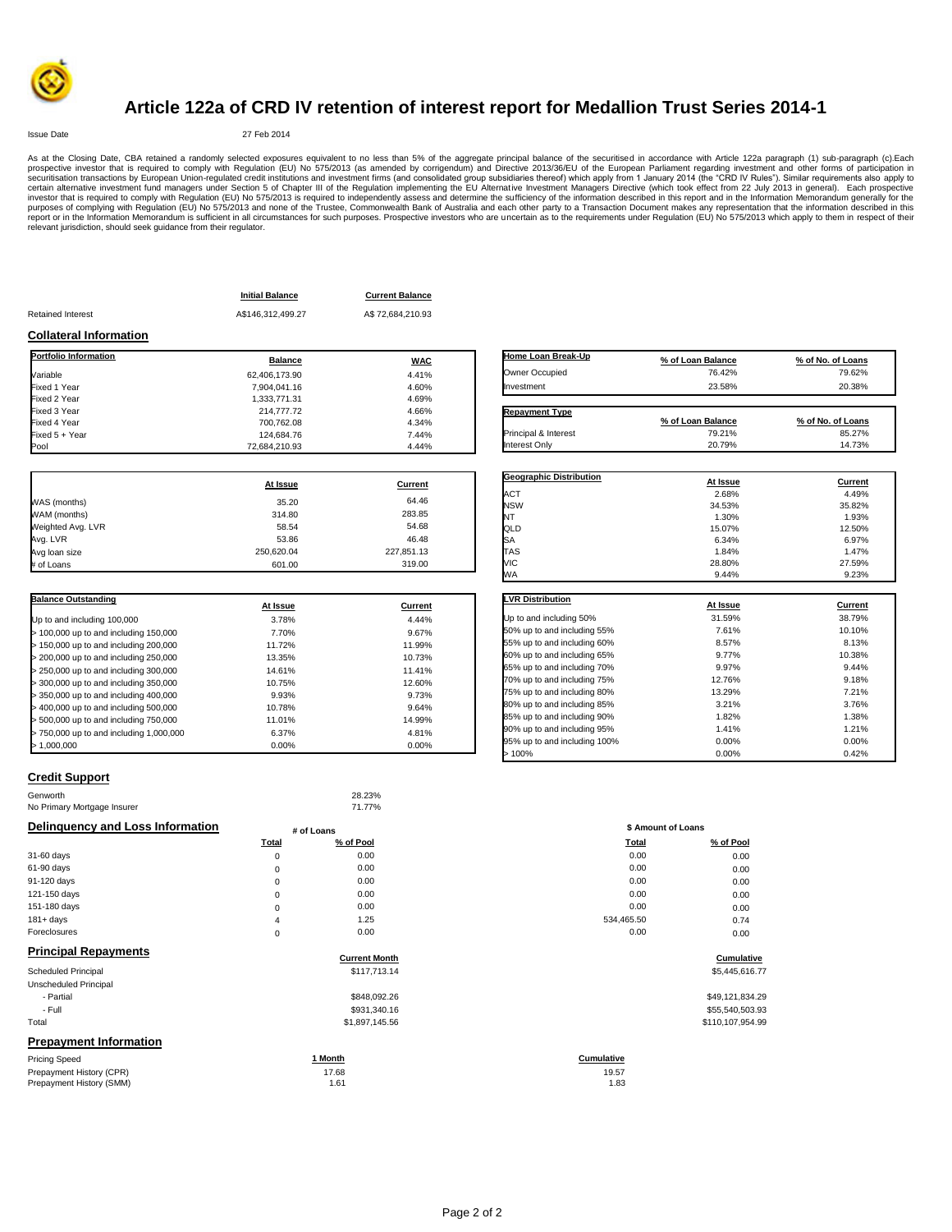# Article 122a of CRD IV retention of interest report for Medallion Trust Series 2014-1

Issue Date 27 Feb 2014

As at the Closing Date, CBA retained a randomly selected exposures equivalent to no less than 5% of the aggregate principal balance of the securitised in accordance with Article 122a paragraph (1) sub-paragraph (c).Each prospective investor that is required to comply with Regulation (EU) No 575/2013 (as amended by corrigendum) and Directive 2013/36/EU of the European Parliament regarding investment and other forms of participation in securitisation transactions by European Union-regulated credit institutions and investment firms (and consolidated group subsidiaries thereof) which apply from 1 January 2014 (the "CRD IV Rules"). Similar requirements also apply to certain alternative investment fund managers under Section 5 of Chapter III of the Regulation implementing the EU Alternative Investment Managers Directive (which took effect from 22 July 2013 in general). Each prospective investor that is required to comply with Regulation (EU) No 575/2013 is required to independently assess and determine the sufficiency of the information described in this report and in the Information Memorandum generally for the purposes of complying with Regulation (EU) No 575/2013 and none of the Trustee, Commonwealth Bank of Australia and each other party to a Transaction Document makes any representation that the information described in this report or in the Information Memorandum is sufficient in all circumstances for such purposes. Prospective investors who are uncertain as to the requirements under Regulation (EU) No 575/2013 which apply to them in respect of their relevant jurisdiction, should seek guidance from their regulator.

| | Initial Balance | Current Balance |
|---|---|---|
| Retained Interest | A$146,312,499.27 | A$ 72,684,210.93 |

## Collateral Information

| Portfolio Information | Balance | WAC |
|---|---|---|
| Variable | 62,406,173.90 | 4.41% |
| Fixed 1 Year | 7,904,041.16 | 4.60% |
| Fixed 2 Year | 1,333,771.31 | 4.69% |
| Fixed 3 Year | 214,777.72 | 4.66% |
| Fixed 4 Year | 700,762.08 | 4.34% |
| Fixed 5 + Year | 124,684.76 | 7.44% |
| Pool | 72,684,210.93 | 4.44% |

| Home Loan Break-Up | % of Loan Balance | % of No. of Loans |
|---|---|---|
| Owner Occupied | 76.42% | 79.62% |
| Investment | 23.58% | 20.38% |

| Repayment Type | % of Loan Balance | % of No. of Loans |
|---|---|---|
| Principal & Interest | 79.21% | 85.27% |
| Interest Only | 20.79% | 14.73% |

| | At Issue | Current |
|---|---|---|
| WAS (months) | 35.20 | 64.46 |
| WAM (months) | 314.80 | 283.85 |
| Weighted Avg. LVR | 58.54 | 54.68 |
| Avg. LVR | 53.86 | 46.48 |
| Avg loan size | 250,620.04 | 227,851.13 |
| # of Loans | 601.00 | 319.00 |

| Geographic Distribution | At Issue | Current |
|---|---|---|
| ACT | 2.68% | 4.49% |
| NSW | 34.53% | 35.82% |
| NT | 1.30% | 1.93% |
| QLD | 15.07% | 12.50% |
| SA | 6.34% | 6.97% |
| TAS | 1.84% | 1.47% |
| VIC | 28.80% | 27.59% |
| WA | 9.44% | 9.23% |

| Balance Outstanding | At Issue | Current |
|---|---|---|
| Up to and including 100,000 | 3.78% | 4.44% |
| > 100,000 up to and including 150,000 | 7.70% | 9.67% |
| > 150,000 up to and including 200,000 | 11.72% | 11.99% |
| > 200,000 up to and including 250,000 | 13.35% | 10.73% |
| > 250,000 up to and including 300,000 | 14.61% | 11.41% |
| > 300,000 up to and including 350,000 | 10.75% | 12.60% |
| > 350,000 up to and including 400,000 | 9.93% | 9.73% |
| > 400,000 up to and including 500,000 | 10.78% | 9.64% |
| > 500,000 up to and including 750,000 | 11.01% | 14.99% |
| > 750,000 up to and including 1,000,000 | 6.37% | 4.81% |
| > 1,000,000 | 0.00% | 0.00% |

| LVR Distribution | At Issue | Current |
|---|---|---|
| Up to and including 50% | 31.59% | 38.79% |
| 50% up to and including 55% | 7.61% | 10.10% |
| 55% up to and including 60% | 8.57% | 8.13% |
| 60% up to and including 65% | 9.77% | 10.38% |
| 65% up to and including 70% | 9.97% | 9.44% |
| 70% up to and including 75% | 12.76% | 9.18% |
| 75% up to and including 80% | 13.29% | 7.21% |
| 80% up to and including 85% | 3.21% | 3.76% |
| 85% up to and including 90% | 1.82% | 1.38% |
| 90% up to and including 95% | 1.41% | 1.21% |
| 95% up to and including 100% | 0.00% | 0.00% |
| > 100% | 0.00% | 0.42% |

## Credit Support

| | |
|---|---|
| Genworth | 28.23% |
| No Primary Mortgage Insurer | 71.77% |

## Delinquency and Loss Information

| | # of Loans | | $ Amount of Loans | |
|---|---|---|---|---|
| | Total | % of Pool | Total | % of Pool |
| 31-60 days | 0 | 0.00 | 0.00 | 0.00 |
| 61-90 days | 0 | 0.00 | 0.00 | 0.00 |
| 91-120 days | 0 | 0.00 | 0.00 | 0.00 |
| 121-150 days | 0 | 0.00 | 0.00 | 0.00 |
| 151-180 days | 0 | 0.00 | 0.00 | 0.00 |
| 181+ days | 4 | 1.25 | 534,465.50 | 0.74 |
| Foreclosures | 0 | 0.00 | 0.00 | 0.00 |

## Principal Repayments

| | Current Month | Cumulative |
|---|---|---|
| Scheduled Principal | $117,713.14 | $5,445,616.77 |
| Unscheduled Principal | | |
| - Partial | $848,092.26 | $49,121,834.29 |
| - Full | $931,340.16 | $55,540,503.93 |
| Total | $1,897,145.56 | $110,107,954.99 |

## Prepayment Information

| Pricing Speed | 1 Month | Cumulative |
|---|---|---|
| Prepayment History (CPR) | 17.68 | 19.57 |
| Prepayment History (SMM) | 1.61 | 1.83 |